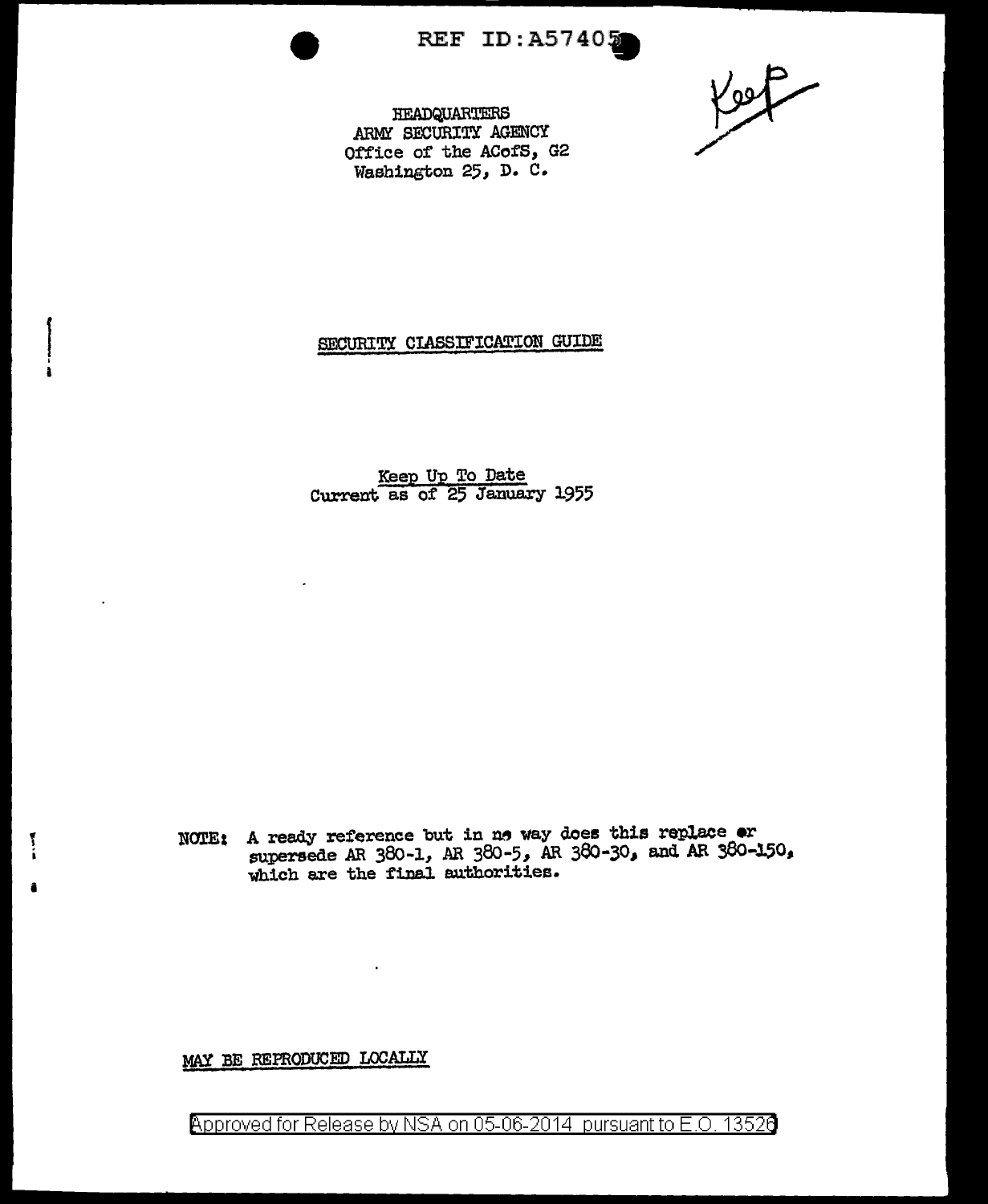REF ID:A57405

HEADQUARTERS
ARMY SECURITY AGENCY
Office of the ACofS, G2
Washington 25, D. C.

Keep

## SECURITY CLASSIFICATION GUIDE

Keep Up To Date
Current as of 25 January 1955

NOTE: A ready reference but in no way does this replace or supersede AR 380-1, AR 380-5, AR 380-30, and AR 380-150, which are the final authorities.

MAY BE REPRODUCED LOCALLY

Approved for Release by NSA on 05-06-2014 pursuant to E.O. 13526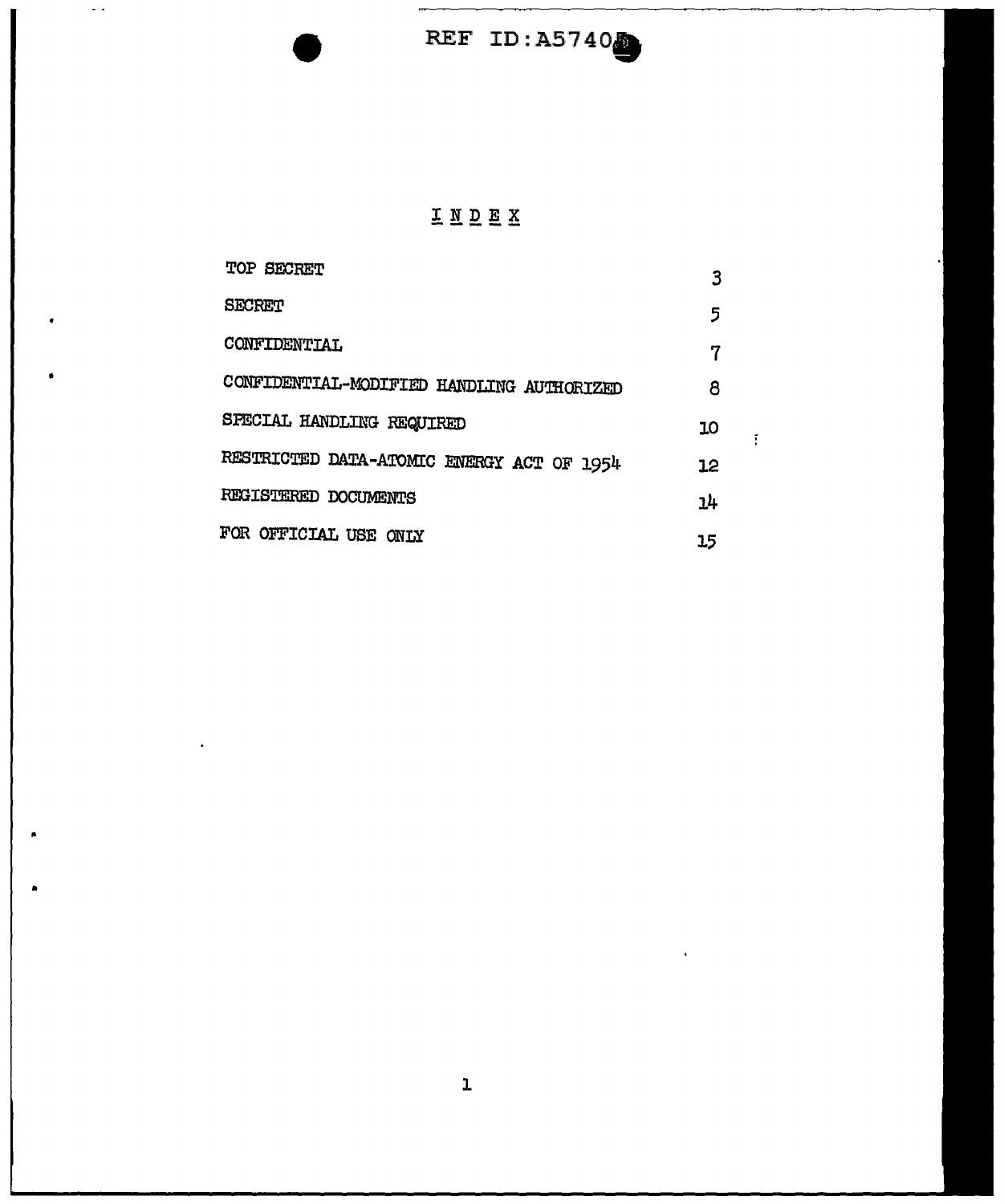# I N D E X

| | |
|---|---|
| TOP SECRET | 3 |
| SECRET | 5 |
| CONFIDENTIAL | 7 |
| CONFIDENTIAL-MODIFIED HANDLING AUTHORIZED | 8 |
| SPECIAL HANDLING REQUIRED | 10 |
| RESTRICTED DATA-ATOMIC ENERGY ACT OF 1954 | 12 |
| REGISTERED DOCUMENTS | 14 |
| FOR OFFICIAL USE ONLY | 15 |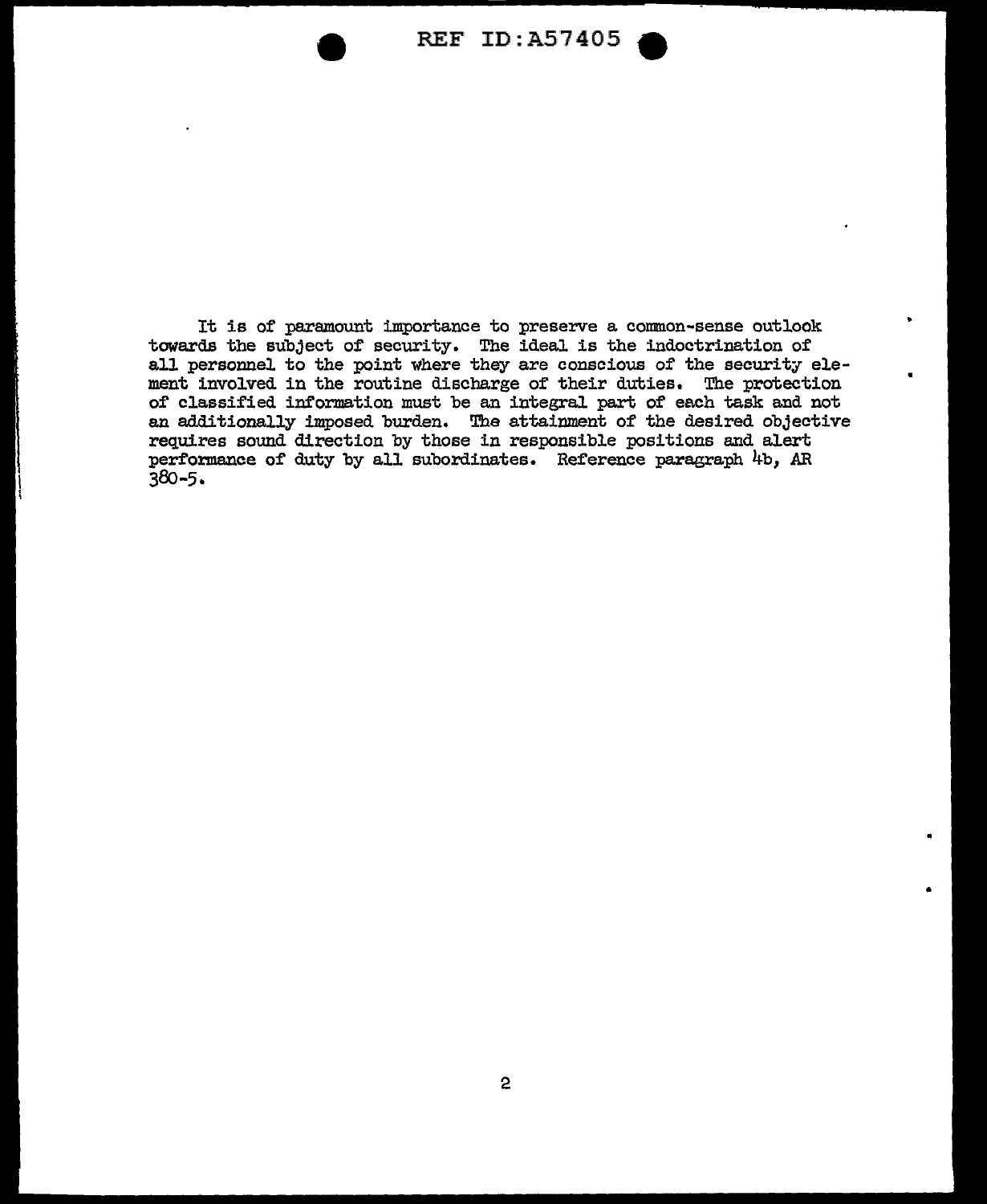It is of paramount importance to preserve a common-sense outlook towards the subject of security. The ideal is the indoctrination of all personnel to the point where they are conscious of the security element involved in the routine discharge of their duties. The protection of classified information must be an integral part of each task and not an additionally imposed burden. The attainment of the desired objective requires sound direction by those in responsible positions and alert performance of duty by all subordinates. Reference paragraph 4b, AR 380-5.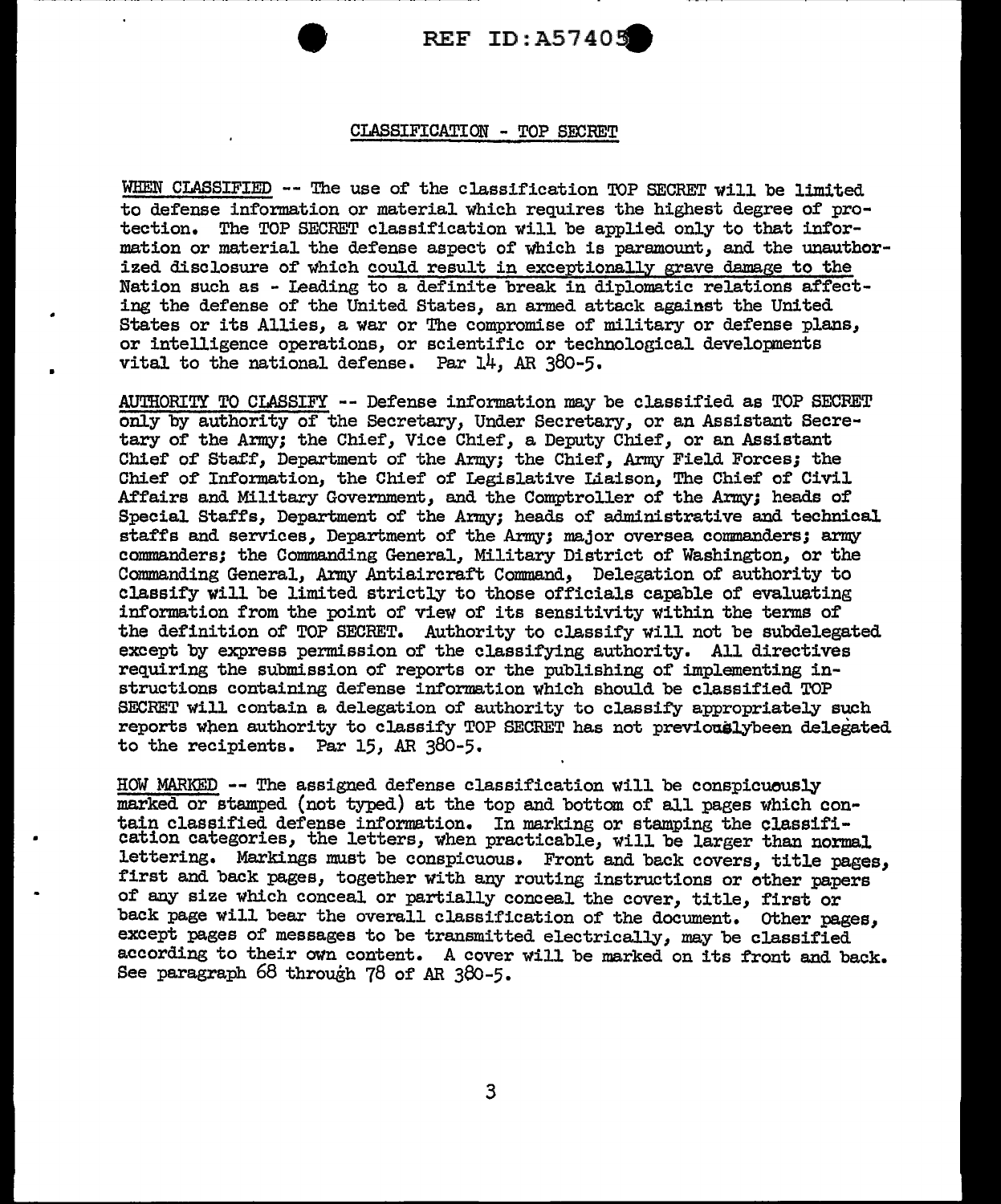## CLASSIFICATION - TOP SECRET

WHEN CLASSIFIED -- The use of the classification TOP SECRET will be limited to defense information or material which requires the highest degree of protection. The TOP SECRET classification will be applied only to that information or material the defense aspect of which is paramount, and the unauthorized disclosure of which could result in exceptionally grave damage to the Nation such as - Leading to a definite break in diplomatic relations affecting the defense of the United States, an armed attack against the United States or its Allies, a war or The compromise of military or defense plans, or intelligence operations, or scientific or technological developments vital to the national defense. Par 14, AR 380-5.

AUTHORITY TO CLASSIFY -- Defense information may be classified as TOP SECRET only by authority of the Secretary, Under Secretary, or an Assistant Secretary of the Army; the Chief, Vice Chief, a Deputy Chief, or an Assistant Chief of Staff, Department of the Army; the Chief, Army Field Forces; the Chief of Information, the Chief of Legislative Liaison, The Chief of Civil Affairs and Military Government, and the Comptroller of the Army; heads of Special Staffs, Department of the Army; heads of administrative and technical staffs and services, Department of the Army; major oversea commanders; army commanders; the Commanding General, Military District of Washington, or the Commanding General, Army Antiaircraft Command, Delegation of authority to classify will be limited strictly to those officials capable of evaluating information from the point of view of its sensitivity within the terms of the definition of TOP SECRET. Authority to classify will not be subdelegated except by express permission of the classifying authority. All directives requiring the submission of reports or the publishing of implementing instructions containing defense information which should be classified TOP SECRET will contain a delegation of authority to classify appropriately such reports when authority to classify TOP SECRET has not previouslybeen delegated to the recipients. Par 15, AR 380-5.

HOW MARKED -- The assigned defense classification will be conspicuously marked or stamped (not typed) at the top and bottom of all pages which contain classified defense information. In marking or stamping the classification categories, the letters, when practicable, will be larger than normal lettering. Markings must be conspicuous. Front and back covers, title pages, first and back pages, together with any routing instructions or other papers of any size which conceal or partially conceal the cover, title, first or back page will bear the overall classification of the document. Other pages, except pages of messages to be transmitted electrically, may be classified according to their own content. A cover will be marked on its front and back. See paragraph 68 through 78 of AR 380-5.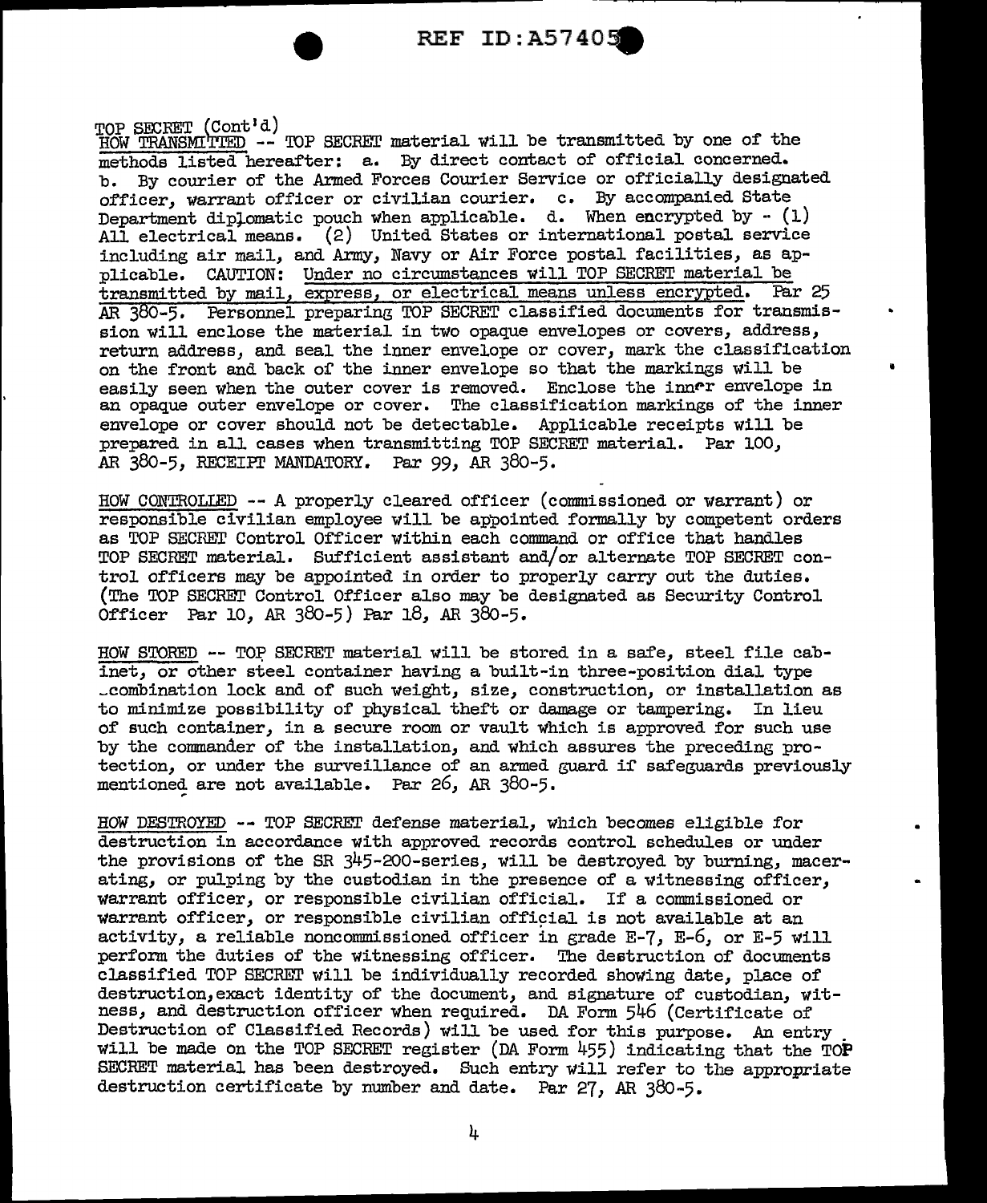TOP SECRET (Cont'd)

HOW TRANSMITTED -- TOP SECRET material will be transmitted by one of the methods listed hereafter: a. By direct contact of official concerned. b. By courier of the Armed Forces Courier Service or officially designated officer, warrant officer or civilian courier. c. By accompanied State Department diplomatic pouch when applicable. d. When encrypted by - (1) All electrical means. (2) United States or international postal service including air mail, and Army, Navy or Air Force postal facilities, as applicable. CAUTION: Under no circumstances will TOP SECRET material be transmitted by mail, express, or electrical means unless encrypted. Par 25 AR 380-5. Personnel preparing TOP SECRET classified documents for transmission will enclose the material in two opaque envelopes or covers, address, return address, and seal the inner envelope or cover, mark the classification on the front and back of the inner envelope so that the markings will be easily seen when the outer cover is removed. Enclose the inner envelope in an opaque outer envelope or cover. The classification markings of the inner envelope or cover should not be detectable. Applicable receipts will be prepared in all cases when transmitting TOP SECRET material. Par 100, AR 380-5, RECEIPT MANDATORY. Par 99, AR 380-5.

HOW CONTROLLED -- A properly cleared officer (commissioned or warrant) or responsible civilian employee will be appointed formally by competent orders as TOP SECRET Control Officer within each command or office that handles TOP SECRET material. Sufficient assistant and/or alternate TOP SECRET control officers may be appointed in order to properly carry out the duties. (The TOP SECRET Control Officer also may be designated as Security Control Officer Par 10, AR 380-5) Par 18, AR 380-5.

HOW STORED -- TOP SECRET material will be stored in a safe, steel file cabinet, or other steel container having a built-in three-position dial type combination lock and of such weight, size, construction, or installation as to minimize possibility of physical theft or damage or tampering. In lieu of such container, in a secure room or vault which is approved for such use by the commander of the installation, and which assures the preceding protection, or under the surveillance of an armed guard if safeguards previously mentioned are not available. Par 26, AR 380-5.

HOW DESTROYED -- TOP SECRET defense material, which becomes eligible for destruction in accordance with approved records control schedules or under the provisions of the SR 345-200-series, will be destroyed by burning, macerating, or pulping by the custodian in the presence of a witnessing officer, warrant officer, or responsible civilian official. If a commissioned or warrant officer, or responsible civilian official is not available at an activity, a reliable noncommissioned officer in grade E-7, E-6, or E-5 will perform the duties of the witnessing officer. The destruction of documents classified TOP SECRET will be individually recorded showing date, place of destruction, exact identity of the document, and signature of custodian, witness, and destruction officer when required. DA Form 546 (Certificate of Destruction of Classified Records) will be used for this purpose. An entry will be made on the TOP SECRET register (DA Form 455) indicating that the TOP SECRET material has been destroyed. Such entry will refer to the appropriate destruction certificate by number and date. Par 27, AR 380-5.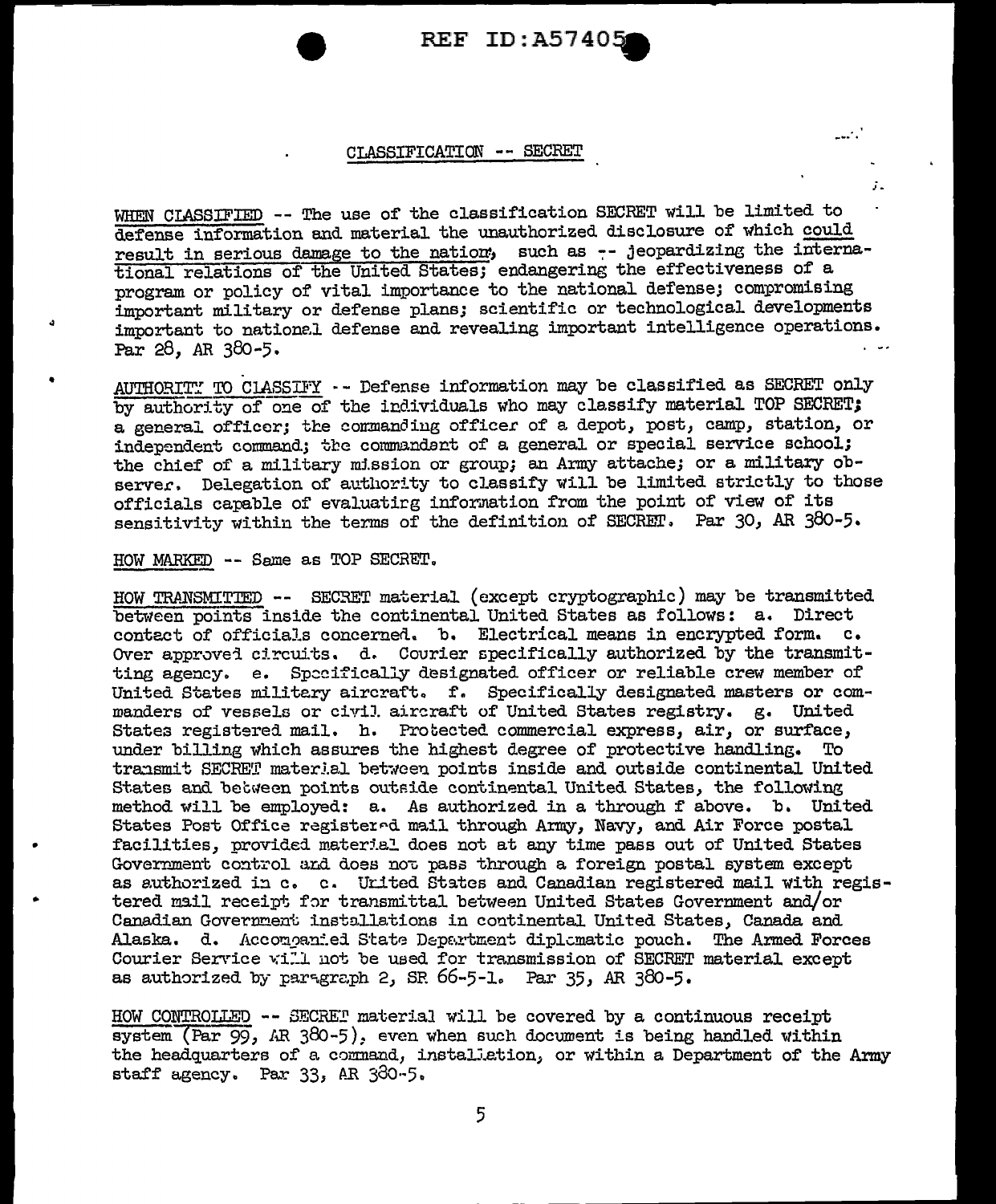CLASSIFICATION -- SECRET

WHEN CLASSIFIED -- The use of the classification SECRET will be limited to defense information and material the unauthorized disclosure of which could result in serious damage to the nation, such as -- jeopardizing the international relations of the United States; endangering the effectiveness of a program or policy of vital importance to the national defense; compromising important military or defense plans; scientific or technological developments important to national defense and revealing important intelligence operations. Par 28, AR 380-5.

AUTHORITY TO CLASSIFY -- Defense information may be classified as SECRET only by authority of one of the individuals who may classify material TOP SECRET; a general officer; the commanding officer of a depot, post, camp, station, or independent command; the commandant of a general or special service school; the chief of a military mission or group; an Army attache; or a military observer. Delegation of authority to classify will be limited strictly to those officials capable of evaluating information from the point of view of its sensitivity within the terms of the definition of SECRET. Par 30, AR 380-5.

HOW MARKED -- Same as TOP SECRET.

HOW TRANSMITTED -- SECRET material (except cryptographic) may be transmitted between points inside the continental United States as follows: a. Direct contact of officials concerned. b. Electrical means in encrypted form. c. Over approved circuits. d. Courier specifically authorized by the transmitting agency. e. Specifically designated officer or reliable crew member of United States military aircraft. f. Specifically designated masters or commanders of vessels or civil aircraft of United States registry. g. United States registered mail. h. Protected commercial express, air, or surface, under billing which assures the highest degree of protective handling. To transmit SECRET material between points inside and outside continental United States and between points outside continental United States, the following method will be employed: a. As authorized in a through f above. b. United States Post Office registered mail through Army, Navy, and Air Force postal facilities, provided material does not at any time pass out of United States Government control and does not pass through a foreign postal system except as authorized in c. c. United States and Canadian registered mail with registered mail receipt for transmittal between United States Government and/or Canadian Government installations in continental United States, Canada and Alaska. d. Accompanied State Department diplomatic pouch. The Armed Forces Courier Service will not be used for transmission of SECRET material except as authorized by paragraph 2, SR 66-5-1. Par 35, AR 380-5.

HOW CONTROLLED -- SECRET material will be covered by a continuous receipt system (Par 99, AR 380-5), even when such document is being handled within the headquarters of a command, installation, or within a Department of the Army staff agency. Par 33, AR 380-5.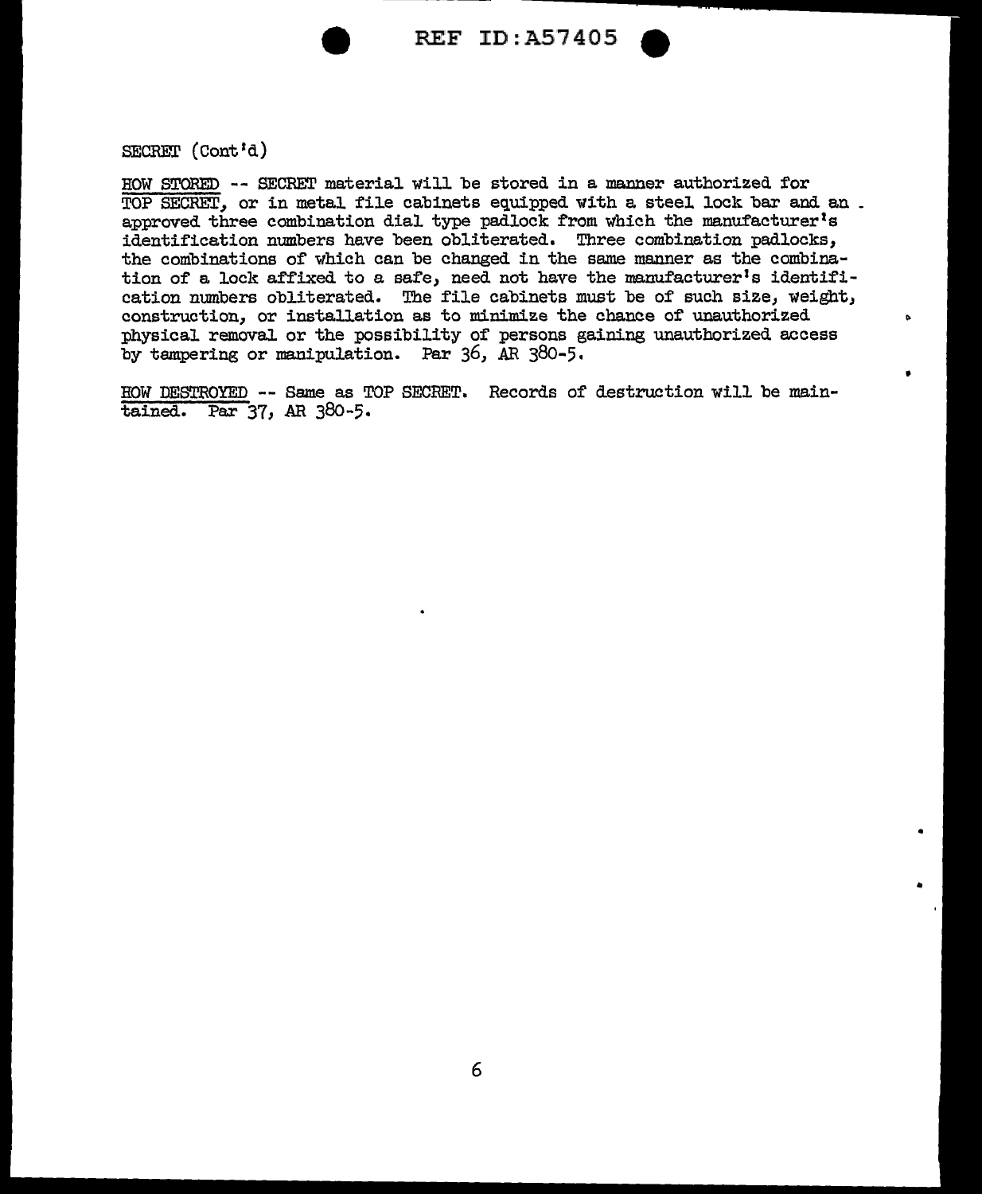SECRET (Cont'd)

HOW STORED -- SECRET material will be stored in a manner authorized for TOP SECRET, or in metal file cabinets equipped with a steel lock bar and an approved three combination dial type padlock from which the manufacturer's identification numbers have been obliterated. Three combination padlocks, the combinations of which can be changed in the same manner as the combination of a lock affixed to a safe, need not have the manufacturer's identification numbers obliterated. The file cabinets must be of such size, weight, construction, or installation as to minimize the chance of unauthorized physical removal or the possibility of persons gaining unauthorized access by tampering or manipulation. Par 36, AR 380-5.

HOW DESTROYED -- Same as TOP SECRET. Records of destruction will be maintained. Par 37, AR 380-5.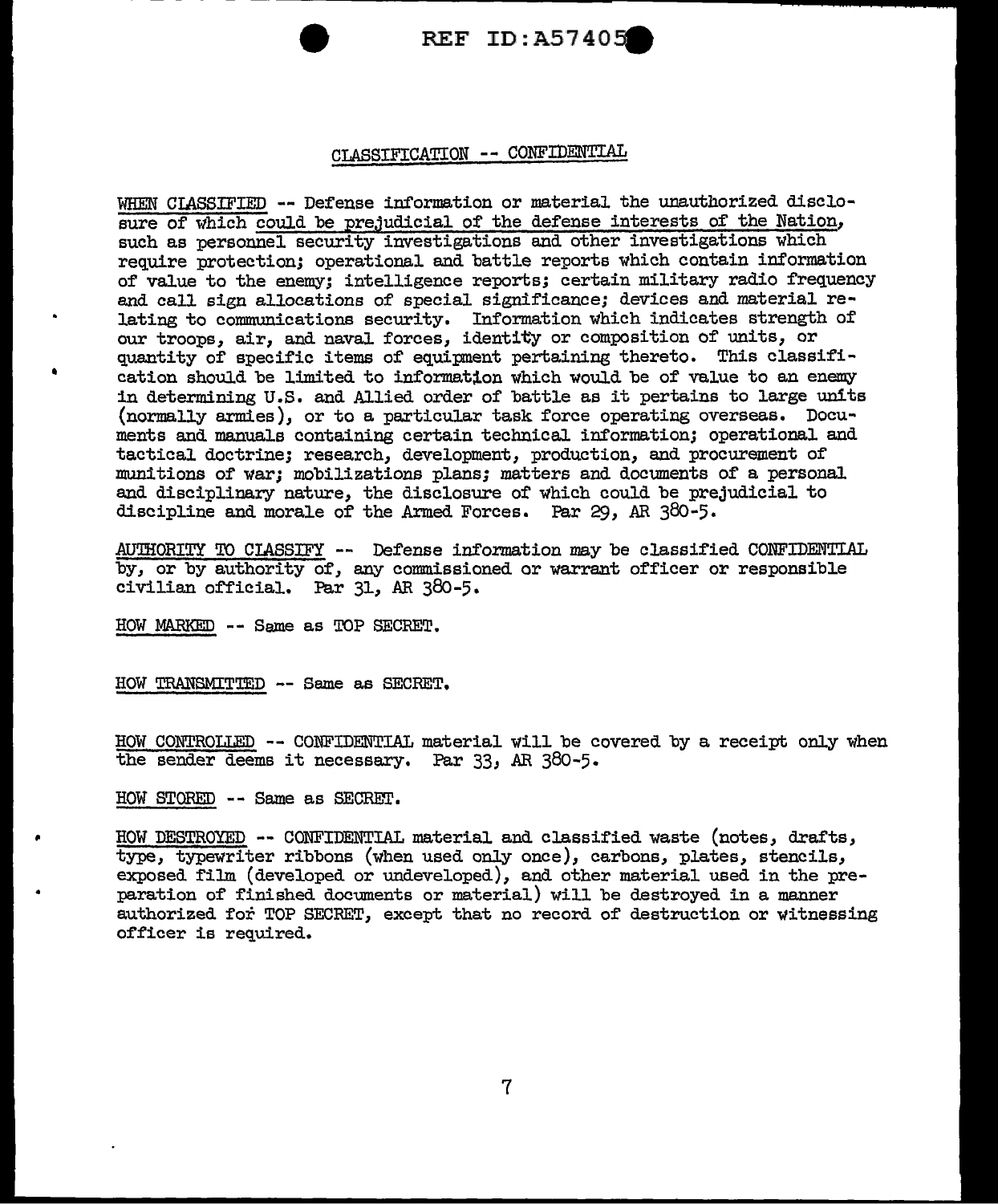## CLASSIFICATION -- CONFIDENTIAL

WHEN CLASSIFIED -- Defense information or material the unauthorized disclosure of which could be prejudicial of the defense interests of the Nation, such as personnel security investigations and other investigations which require protection; operational and battle reports which contain information of value to the enemy; intelligence reports; certain military radio frequency and call sign allocations of special significance; devices and material relating to communications security. Information which indicates strength of our troops, air, and naval forces, identity or composition of units, or quantity of specific items of equipment pertaining thereto. This classification should be limited to information which would be of value to an enemy in determining U.S. and Allied order of battle as it pertains to large units (normally armies), or to a particular task force operating overseas. Documents and manuals containing certain technical information; operational and tactical doctrine; research, development, production, and procurement of munitions of war; mobilizations plans; matters and documents of a personal and disciplinary nature, the disclosure of which could be prejudicial to discipline and morale of the Armed Forces. Par 29, AR 380-5.

AUTHORITY TO CLASSIFY -- Defense information may be classified CONFIDENTIAL by, or by authority of, any commissioned or warrant officer or responsible civilian official. Par 31, AR 380-5.

HOW MARKED -- Same as TOP SECRET.

HOW TRANSMITTED -- Same as SECRET.

HOW CONTROLLED -- CONFIDENTIAL material will be covered by a receipt only when the sender deems it necessary. Par 33, AR 380-5.

HOW STORED -- Same as SECRET.

HOW DESTROYED -- CONFIDENTIAL material and classified waste (notes, drafts, type, typewriter ribbons (when used only once), carbons, plates, stencils, exposed film (developed or undeveloped), and other material used in the preparation of finished documents or material) will be destroyed in a manner authorized for TOP SECRET, except that no record of destruction or witnessing officer is required.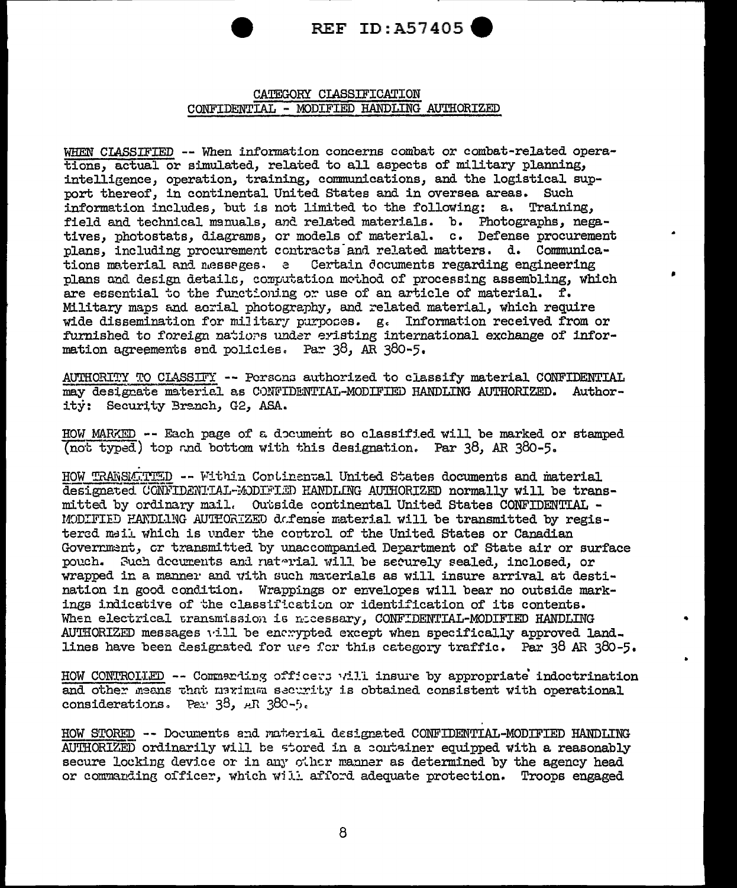## CATEGORY CLASSIFICATION
## CONFIDENTIAL - MODIFIED HANDLING AUTHORIZED

WHEN CLASSIFIED -- When information concerns combat or combat-related operations, actual or simulated, related to all aspects of military planning, intelligence, operation, training, communications, and the logistical support thereof, in continental United States and in oversea areas. Such information includes, but is not limited to the following: a. Training, field and technical manuals, and related materials. b. Photographs, negatives, photostats, diagrams, or models of material. c. Defense procurement plans, including procurement contracts and related matters. d. Communications material and messages. e Certain documents regarding engineering plans and design details, computation method of processing assembling, which are essential to the functioning or use of an article of material. f. Military maps and aerial photography, and related material, which require wide dissemination for military purposes. g. Information received from or furnished to foreign nations under existing international exchange of information agreements and policies. Par 38, AR 380-5.

AUTHORITY TO CLASSIFY -- Persons authorized to classify material CONFIDENTIAL may designate material as CONFIDENTIAL-MODIFIED HANDLING AUTHORIZED. Authority: Security Branch, G2, ASA.

HOW MARKED -- Each page of a document so classified will be marked or stamped (not typed) top and bottom with this designation. Par 38, AR 380-5.

HOW TRANSMITTED -- Within Continental United States documents and material designated CONFIDENTIAL-MODIFIED HANDLING AUTHORIZED normally will be transmitted by ordinary mail. Outside continental United States CONFIDENTIAL - MODIFIED HANDLING AUTHORIZED defense material will be transmitted by registered mail which is under the control of the United States or Canadian Government, or transmitted by unaccompanied Department of State air or surface pouch. Such documents and material will be securely sealed, inclosed, or wrapped in a manner and with such materials as will insure arrival at destination in good condition. Wrappings or envelopes will bear no outside markings indicative of the classification or identification of its contents. When electrical transmission is necessary, CONFIDENTIAL-MODIFIED HANDLING AUTHORIZED messages will be encrypted except when specifically approved landlines have been designated for use for this category traffic. Par 38 AR 380-5.

HOW CONTROLLED -- Commanding officers will insure by appropriate indoctrination and other means that maximum security is obtained consistent with operational considerations. Par 38, AR 380-5.

HOW STORED -- Documents and material designated CONFIDENTIAL-MODIFIED HANDLING AUTHORIZED ordinarily will be stored in a container equipped with a reasonably secure locking device or in any other manner as determined by the agency head or commanding officer, which will afford adequate protection. Troops engaged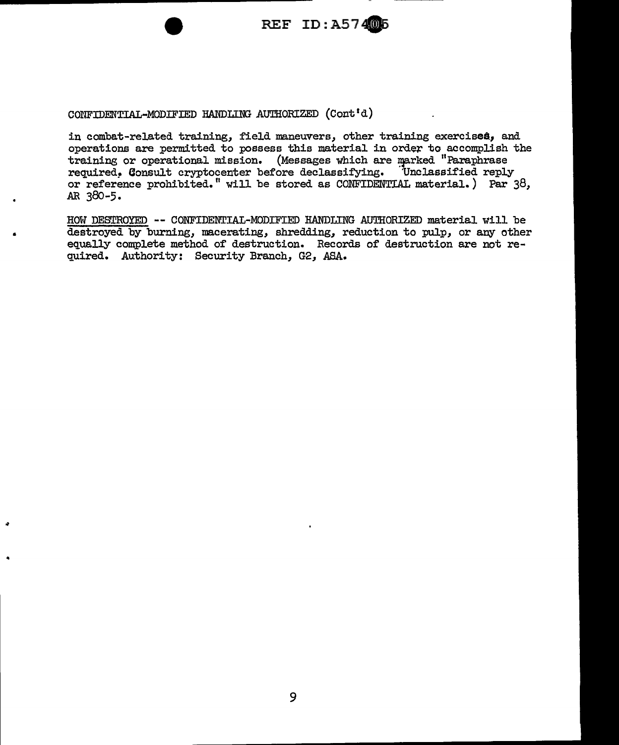CONFIDENTIAL-MODIFIED HANDLING AUTHORIZED (Cont'd)

in combat-related training, field maneuvers, other training exercises, and operations are permitted to possess this material in order to accomplish the training or operational mission. (Messages which are marked "Paraphrase required. Consult cryptocenter before declassifying. Unclassified reply or reference prohibited." will be stored as CONFIDENTIAL material.) Par 38, AR 380-5.

<u>HOW DESTROYED</u> -- CONFIDENTIAL-MODIFIED HANDLING AUTHORIZED material will be destroyed by burning, macerating, shredding, reduction to pulp, or any other equally complete method of destruction. Records of destruction are not required. Authority: Security Branch, G2, ASA.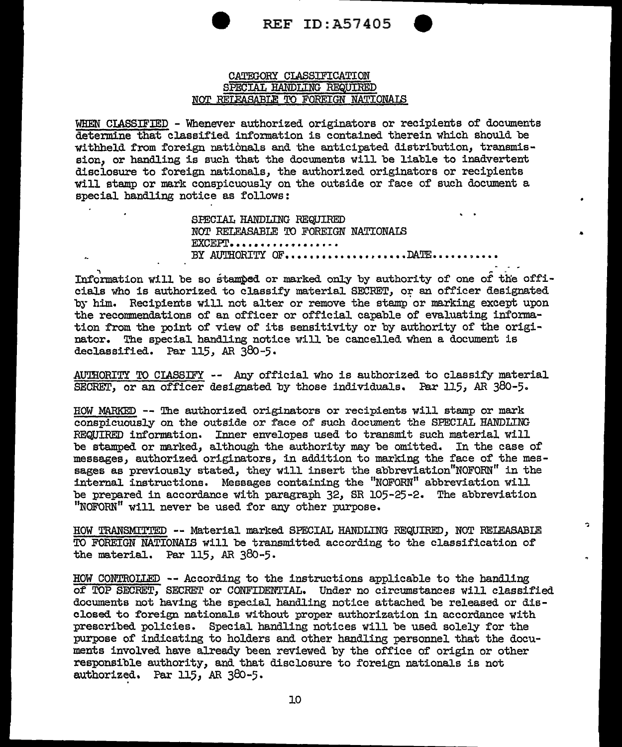## CATEGORY CLASSIFICATION
## SPECIAL HANDLING REQUIRED
## NOT RELEASABLE TO FOREIGN NATIONALS

WHEN CLASSIFIED - Whenever authorized originators or recipients of documents determine that classified information is contained therein which should be withheld from foreign nationals and the anticipated distribution, transmission, or handling is such that the documents will be liable to inadvertent disclosure to foreign nationals, the authorized originators or recipients will stamp or mark conspicuously on the outside or face of such document a special handling notice as follows:

> SPECIAL HANDLING REQUIRED
> NOT RELEASABLE TO FOREIGN NATIONALS
> EXCEPT.................
> BY AUTHORITY OF..................DATE..........

Information will be so stamped or marked only by authority of one of the officials who is authorized to classify material SECRET, or an officer designated by him. Recipients will not alter or remove the stamp or marking except upon the recommendations of an officer or official capable of evaluating information from the point of view of its sensitivity or by authority of the originator. The special handling notice will be cancelled when a document is declassified. Par 115, AR 380-5.

AUTHORITY TO CLASSIFY -- Any official who is authorized to classify material SECRET, or an officer designated by those individuals. Par 115, AR 380-5.

HOW MARKED -- The authorized originators or recipients will stamp or mark conspicuously on the outside or face of such document the SPECIAL HANDLING REQUIRED information. Inner envelopes used to transmit such material will be stamped or marked, although the authority may be omitted. In the case of messages, authorized originators, in addition to marking the face of the messages as previously stated, they will insert the abbreviation"NOFORN" in the internal instructions. Messages containing the "NOFORN" abbreviation will be prepared in accordance with paragraph 32, SR 105-25-2. The abbreviation "NOFORN" will never be used for any other purpose.

HOW TRANSMITTED -- Material marked SPECIAL HANDLING REQUIRED, NOT RELEASABLE TO FOREIGN NATIONALS will be transmitted according to the classification of the material. Par 115, AR 380-5.

HOW CONTROLLED -- According to the instructions applicable to the handling of TOP SECRET, SECRET or CONFIDENTIAL. Under no circumstances will classified documents not having the special handling notice attached be released or disclosed to foreign nationals without proper authorization in accordance with prescribed policies. Special handling notices will be used solely for the purpose of indicating to holders and other handling personnel that the documents involved have already been reviewed by the office of origin or other responsible authority, and that disclosure to foreign nationals is not authorized. Par 115, AR 380-5.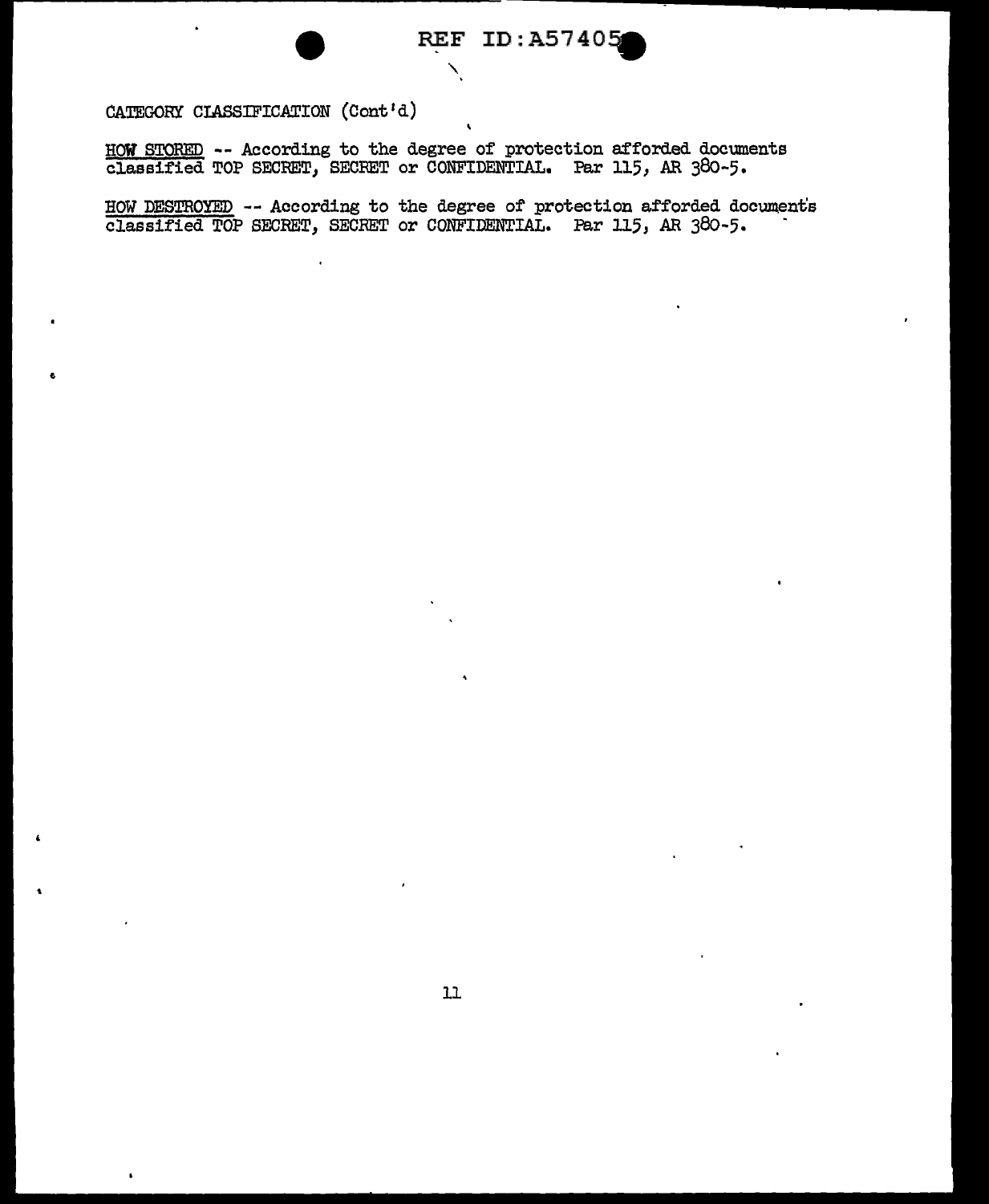CATEGORY CLASSIFICATION (Cont'd)

HOW STORED -- According to the degree of protection afforded documents classified TOP SECRET, SECRET or CONFIDENTIAL. Par 115, AR 380-5.

HOW DESTROYED -- According to the degree of protection afforded documents classified TOP SECRET, SECRET or CONFIDENTIAL. Par 115, AR 380-5.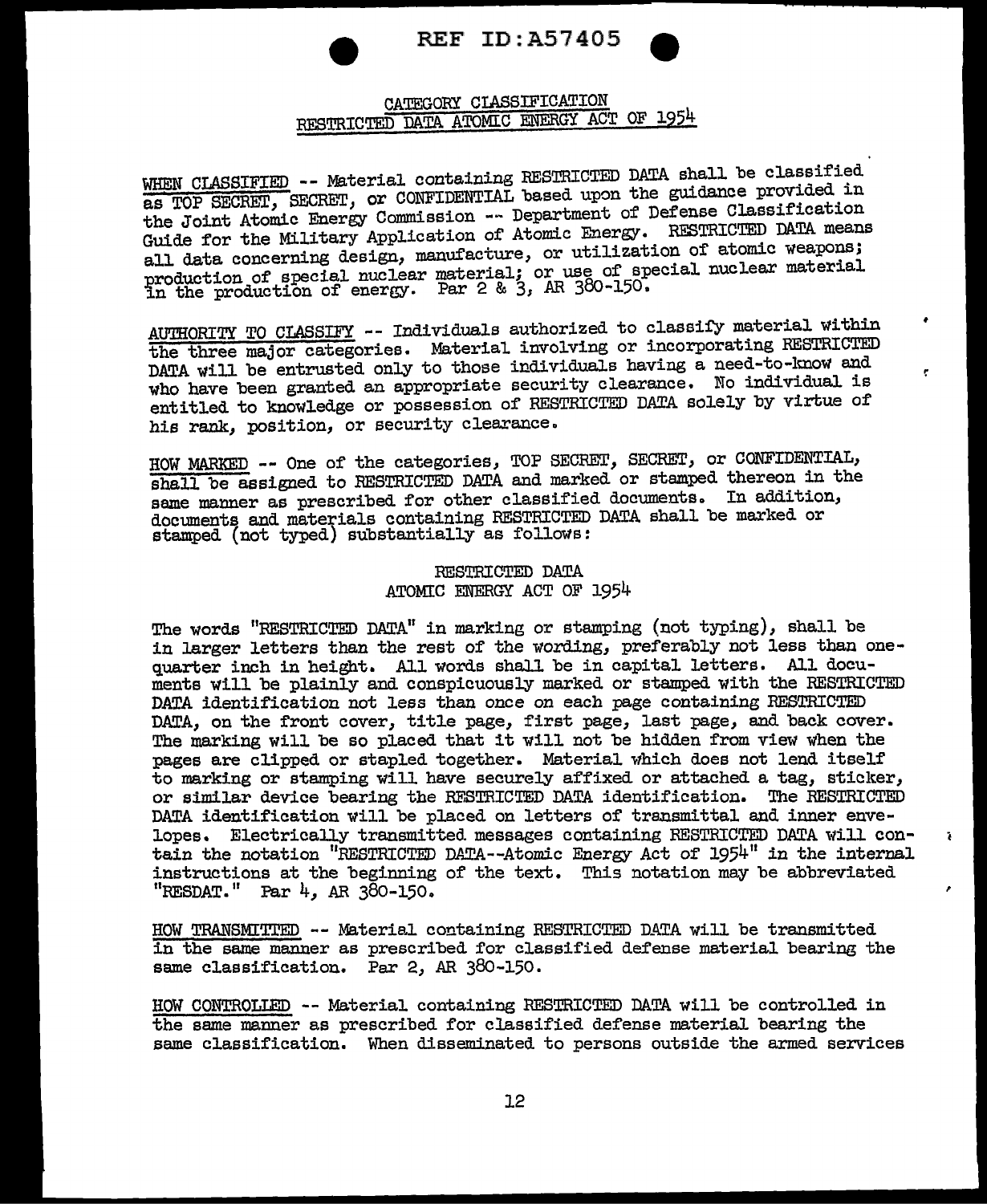REF ID:A57405

## CATEGORY CLASSIFICATION
## RESTRICTED DATA ATOMIC ENERGY ACT OF 1954

WHEN CLASSIFIED -- Material containing RESTRICTED DATA shall be classified as TOP SECRET, SECRET, or CONFIDENTIAL based upon the guidance provided in the Joint Atomic Energy Commission -- Department of Defense Classification Guide for the Military Application of Atomic Energy. RESTRICTED DATA means all data concerning design, manufacture, or utilization of atomic weapons; production of special nuclear material; or use of special nuclear material in the production of energy. Par 2 & 3, AR 380-150.

AUTHORITY TO CLASSIFY -- Individuals authorized to classify material within the three major categories. Material involving or incorporating RESTRICTED DATA will be entrusted only to those individuals having a need-to-know and who have been granted an appropriate security clearance. No individual is entitled to knowledge or possession of RESTRICTED DATA solely by virtue of his rank, position, or security clearance.

HOW MARKED -- One of the categories, TOP SECRET, SECRET, or CONFIDENTIAL, shall be assigned to RESTRICTED DATA and marked or stamped thereon in the same manner as prescribed for other classified documents. In addition, documents and materials containing RESTRICTED DATA shall be marked or stamped (not typed) substantially as follows:

RESTRICTED DATA
ATOMIC ENERGY ACT OF 1954

The words "RESTRICTED DATA" in marking or stamping (not typing), shall be in larger letters than the rest of the wording, preferably not less than one-quarter inch in height. All words shall be in capital letters. All documents will be plainly and conspicuously marked or stamped with the RESTRICTED DATA identification not less than once on each page containing RESTRICTED DATA, on the front cover, title page, first page, last page, and back cover. The marking will be so placed that it will not be hidden from view when the pages are clipped or stapled together. Material which does not lend itself to marking or stamping will have securely affixed or attached a tag, sticker, or similar device bearing the RESTRICTED DATA identification. The RESTRICTED DATA identification will be placed on letters of transmittal and inner envelopes. Electrically transmitted messages containing RESTRICTED DATA will contain the notation "RESTRICTED DATA--Atomic Energy Act of 1954" in the internal instructions at the beginning of the text. This notation may be abbreviated "RESDAT." Par 4, AR 380-150.

HOW TRANSMITTED -- Material containing RESTRICTED DATA will be transmitted in the same manner as prescribed for classified defense material bearing the same classification. Par 2, AR 380-150.

HOW CONTROLLED -- Material containing RESTRICTED DATA will be controlled in the same manner as prescribed for classified defense material bearing the same classification. When disseminated to persons outside the armed services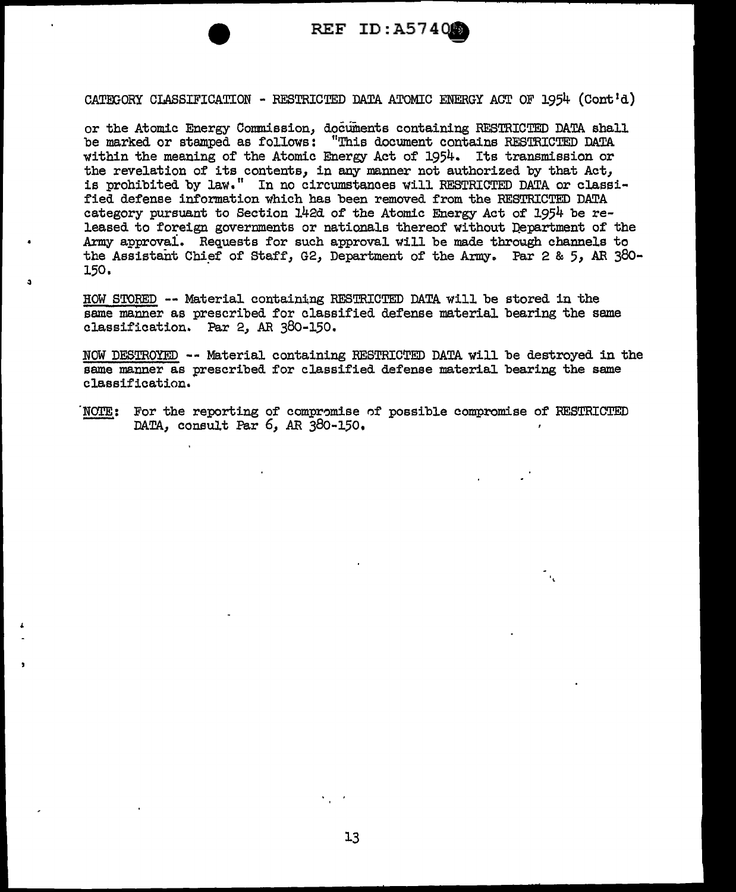CATEGORY CLASSIFICATION - RESTRICTED DATA ATOMIC ENERGY ACT OF 1954 (Cont'd)

or the Atomic Energy Commission, documents containing RESTRICTED DATA shall be marked or stamped as follows: "This document contains RESTRICTED DATA within the meaning of the Atomic Energy Act of 1954. Its transmission or the revelation of its contents, in any manner not authorized by that Act, is prohibited by law." In no circumstances will RESTRICTED DATA or classified defense information which has been removed from the RESTRICTED DATA category pursuant to Section 142d of the Atomic Energy Act of 1954 be released to foreign governments or nationals thereof without Department of the Army approval. Requests for such approval will be made through channels to the Assistant Chief of Staff, G2, Department of the Army. Par 2 & 5, AR 380-150.

HOW STORED -- Material containing RESTRICTED DATA will be stored in the same manner as prescribed for classified defense material bearing the same classification. Par 2, AR 380-150.

NOW DESTROYED -- Material containing RESTRICTED DATA will be destroyed in the same manner as prescribed for classified defense material bearing the same classification.

NOTE: For the reporting of compromise of possible compromise of RESTRICTED DATA, consult Par 6, AR 380-150.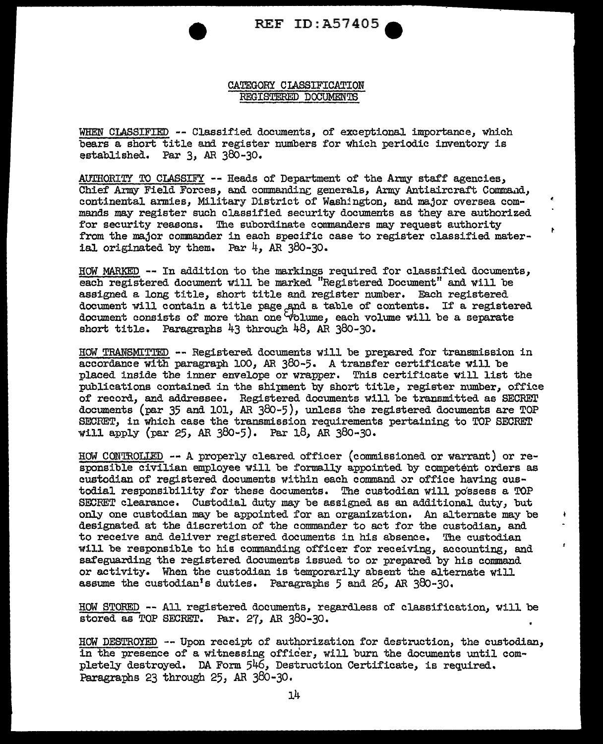## CATEGORY CLASSIFICATION
## REGISTERED DOCUMENTS

<u>WHEN CLASSIFIED</u> -- Classified documents, of exceptional importance, which bears a short title and register numbers for which periodic inventory is established. Par 3, AR 380-30.

<u>AUTHORITY TO CLASSIFY</u> -- Heads of Department of the Army staff agencies, Chief Army Field Forces, and commanding generals, Army Antiaircraft Command, continental armies, Military District of Washington, and major oversea commands may register such classified security documents as they are authorized for security reasons. The subordinate commanders may request authority from the major commander in each specific case to register classified material originated by them. Par 4, AR 380-30.

<u>HOW MARKED</u> -- In addition to the markings required for classified documents, each registered document will be marked "Registered Document" and will be assigned a long title, short title and register number. Each registered document will contain a title page and a table of contents. If a registered document consists of more than one volume, each volume will be a separate short title. Paragraphs 43 through 48, AR 380-30.

<u>HOW TRANSMITTED</u> -- Registered documents will be prepared for transmission in accordance with paragraph 100, AR 380-5. A transfer certificate will be placed inside the inner envelope or wrapper. This certificate will list the publications contained in the shipment by short title, register number, office of record, and addressee. Registered documents will be transmitted as SECRET documents (par 35 and 101, AR 380-5), unless the registered documents are TOP SECRET, in which case the transmission requirements pertaining to TOP SECRET will apply (par 25, AR 380-5). Par 18, AR 380-30.

<u>HOW CONTROLLED</u> -- A properly cleared officer (commissioned or warrant) or responsible civilian employee will be formally appointed by competent orders as custodian of registered documents within each command or office having custodial responsibility for these documents. The custodian will possess a TOP SECRET clearance. Custodial duty may be assigned as an additional duty, but only one custodian may be appointed for an organization. An alternate may be designated at the discretion of the commander to act for the custodian, and to receive and deliver registered documents in his absence. The custodian will be responsible to his commanding officer for receiving, accounting, and safeguarding the registered documents issued to or prepared by his command or activity. When the custodian is temporarily absent the alternate will assume the custodian's duties. Paragraphs 5 and 26, AR 380-30.

<u>HOW STORED</u> -- All registered documents, regardless of classification, will be stored as TOP SECRET. Par. 27, AR 380-30.

<u>HOW DESTROYED</u> -- Upon receipt of authorization for destruction, the custodian, in the presence of a witnessing officer, will burn the documents until completely destroyed. DA Form 546, Destruction Certificate, is required. Paragraphs 23 through 25, AR 380-30.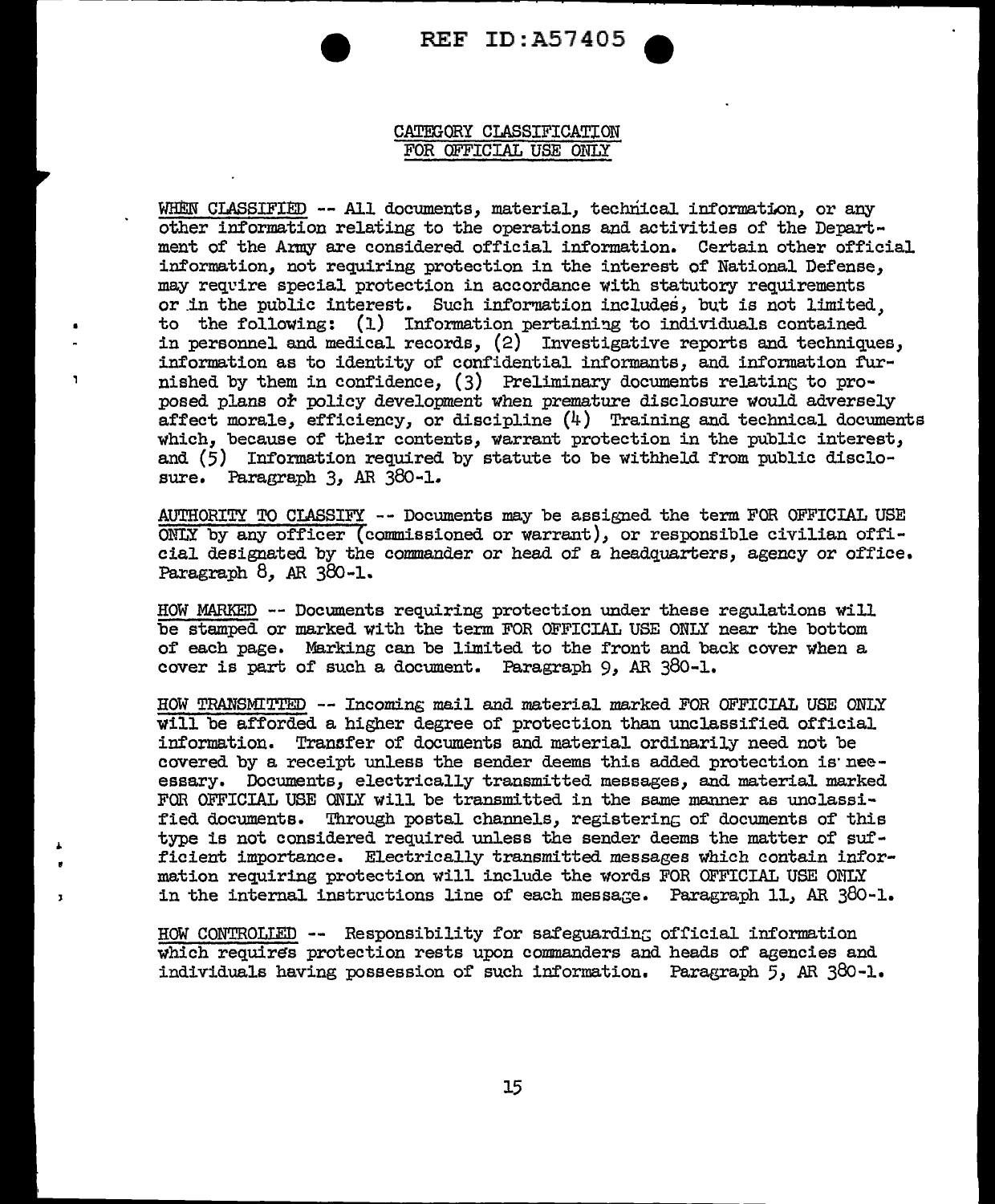## CATEGORY CLASSIFICATION FOR OFFICIAL USE ONLY

WHEN CLASSIFIED -- All documents, material, technical information, or any other information relating to the operations and activities of the Department of the Army are considered official information. Certain other official information, not requiring protection in the interest of National Defense, may require special protection in accordance with statutory requirements or in the public interest. Such information includes, but is not limited, to the following: (1) Information pertaining to individuals contained in personnel and medical records, (2) Investigative reports and techniques, information as to identity of confidential informants, and information furnished by them in confidence, (3) Preliminary documents relating to proposed plans or policy development when premature disclosure would adversely affect morale, efficiency, or discipline (4) Training and technical documents which, because of their contents, warrant protection in the public interest, and (5) Information required by statute to be withheld from public disclosure. Paragraph 3, AR 380-1.

AUTHORITY TO CLASSIFY -- Documents may be assigned the term FOR OFFICIAL USE ONLY by any officer (commissioned or warrant), or responsible civilian official designated by the commander or head of a headquarters, agency or office. Paragraph 8, AR 380-1.

HOW MARKED -- Documents requiring protection under these regulations will be stamped or marked with the term FOR OFFICIAL USE ONLY near the bottom of each page. Marking can be limited to the front and back cover when a cover is part of such a document. Paragraph 9, AR 380-1.

HOW TRANSMITTED -- Incoming mail and material marked FOR OFFICIAL USE ONLY will be afforded a higher degree of protection than unclassified official information. Transfer of documents and material ordinarily need not be covered by a receipt unless the sender deems this added protection is necessary. Documents, electrically transmitted messages, and material marked FOR OFFICIAL USE ONLY will be transmitted in the same manner as unclassified documents. Through postal channels, registering of documents of this type is not considered required unless the sender deems the matter of sufficient importance. Electrically transmitted messages which contain information requiring protection will include the words FOR OFFICIAL USE ONLY in the internal instructions line of each message. Paragraph 11, AR 380-1.

HOW CONTROLLED -- Responsibility for safeguarding official information which requires protection rests upon commanders and heads of agencies and individuals having possession of such information. Paragraph 5, AR 380-1.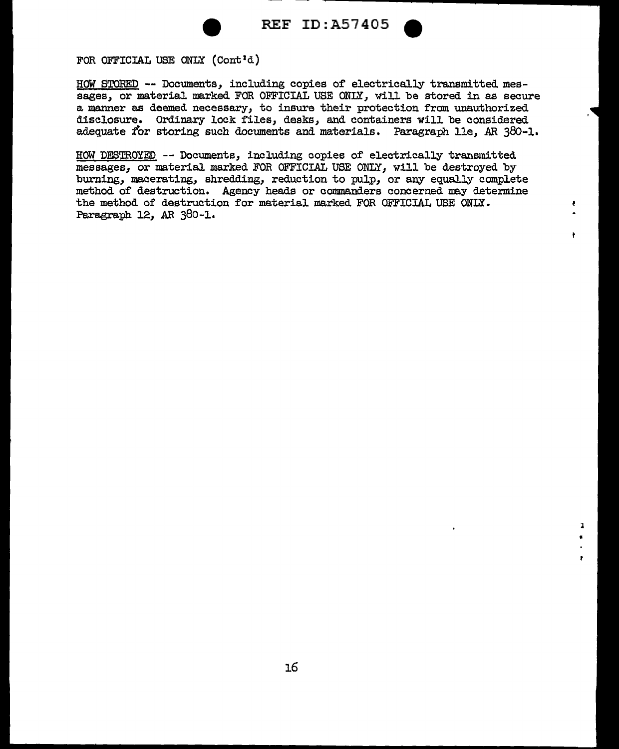FOR OFFICIAL USE ONLY (Cont'd)

HOW STORED -- Documents, including copies of electrically transmitted messages, or material marked FOR OFFICIAL USE ONLY, will be stored in as secure a manner as deemed necessary, to insure their protection from unauthorized disclosure. Ordinary lock files, desks, and containers will be considered adequate for storing such documents and materials. Paragraph 11e, AR 380-1.

HOW DESTROYED -- Documents, including copies of electrically transmitted messages, or material marked FOR OFFICIAL USE ONLY, will be destroyed by burning, macerating, shredding, reduction to pulp, or any equally complete method of destruction. Agency heads or commanders concerned may determine the method of destruction for material marked FOR OFFICIAL USE ONLY. Paragraph 12, AR 380-1.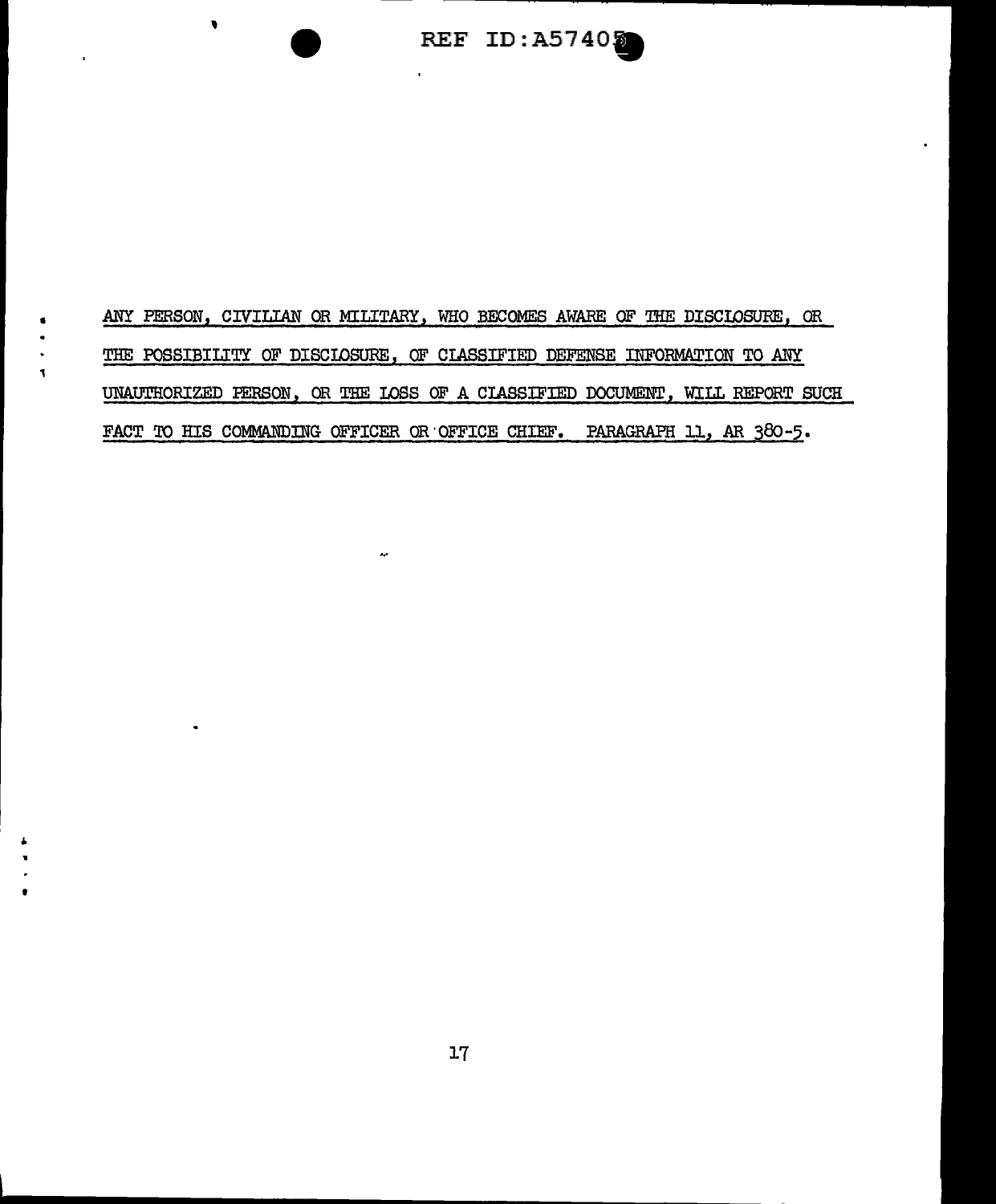ANY PERSON, CIVILIAN OR MILITARY, WHO BECOMES AWARE OF THE DISCLOSURE, OR THE POSSIBILITY OF DISCLOSURE, OF CLASSIFIED DEFENSE INFORMATION TO ANY UNAUTHORIZED PERSON, OR THE LOSS OF A CLASSIFIED DOCUMENT, WILL REPORT SUCH FACT TO HIS COMMANDING OFFICER OR OFFICE CHIEF. PARAGRAPH 11, AR 380-5.